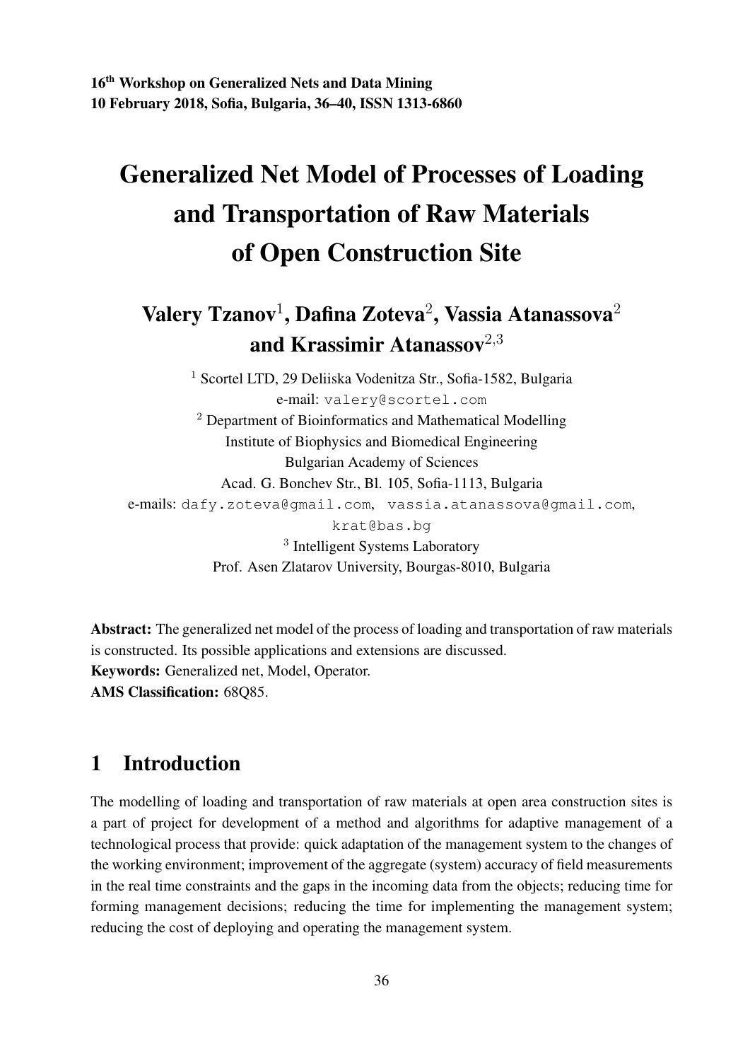16th Workshop on Generalized Nets and Data Mining
10 February 2018, Sofia, Bulgaria, 36–40, ISSN 1313-6860

# Generalized Net Model of Processes of Loading and Transportation of Raw Materials of Open Construction Site

**Valery Tzanov[1], Dafina Zoteva[2], Vassia Atanassova[2] and Krassimir Atanassov[2,3]**

[1] Scortel LTD, 29 Deliiska Vodenitza Str., Sofia-1582, Bulgaria
e-mail: `valery@scortel.com`

[2] Department of Bioinformatics and Mathematical Modelling
Institute of Biophysics and Biomedical Engineering
Bulgarian Academy of Sciences
Acad. G. Bonchev Str., Bl. 105, Sofia-1113, Bulgaria
e-mails: `dafy.zoteva@gmail.com`, `vassia.atanassova@gmail.com`, `krat@bas.bg`

[3] Intelligent Systems Laboratory
Prof. Asen Zlatarov University, Bourgas-8010, Bulgaria

**Abstract:** The generalized net model of the process of loading and transportation of raw materials is constructed. Its possible applications and extensions are discussed.

**Keywords:** Generalized net, Model, Operator.

**AMS Classification:** 68Q85.

## 1 Introduction

The modelling of loading and transportation of raw materials at open area construction sites is a part of project for development of a method and algorithms for adaptive management of a technological process that provide: quick adaptation of the management system to the changes of the working environment; improvement of the aggregate (system) accuracy of field measurements in the real time constraints and the gaps in the incoming data from the objects; reducing time for forming management decisions; reducing the time for implementing the management system; reducing the cost of deploying and operating the management system.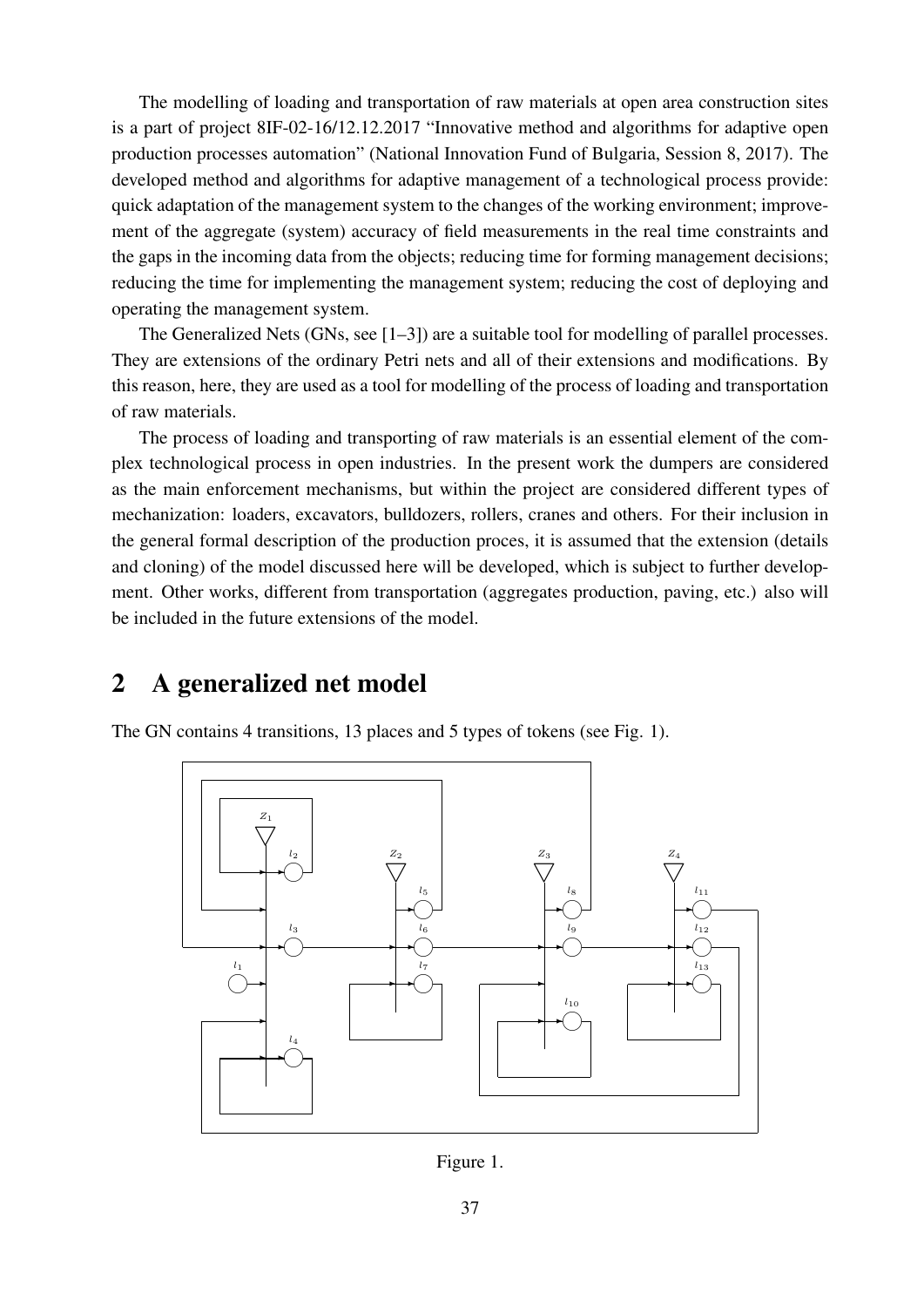The modelling of loading and transportation of raw materials at open area construction sites is a part of project 8IF-02-16/12.12.2017 "Innovative method and algorithms for adaptive open production processes automation" (National Innovation Fund of Bulgaria, Session 8, 2017). The developed method and algorithms for adaptive management of a technological process provide: quick adaptation of the management system to the changes of the working environment; improvement of the aggregate (system) accuracy of field measurements in the real time constraints and the gaps in the incoming data from the objects; reducing time for forming management decisions; reducing the time for implementing the management system; reducing the cost of deploying and operating the management system.

The Generalized Nets (GNs, see [1–3]) are a suitable tool for modelling of parallel processes. They are extensions of the ordinary Petri nets and all of their extensions and modifications. By this reason, here, they are used as a tool for modelling of the process of loading and transportation of raw materials.

The process of loading and transporting of raw materials is an essential element of the complex technological process in open industries. In the present work the dumpers are considered as the main enforcement mechanisms, but within the project are considered different types of mechanization: loaders, excavators, bulldozers, rollers, cranes and others. For their inclusion in the general formal description of the production proces, it is assumed that the extension (details and cloning) of the model discussed here will be developed, which is subject to further development. Other works, different from transportation (aggregates production, paving, etc.) also will be included in the future extensions of the model.

## 2 A generalized net model

The GN contains 4 transitions, 13 places and 5 types of tokens (see Fig. 1).

Figure 1.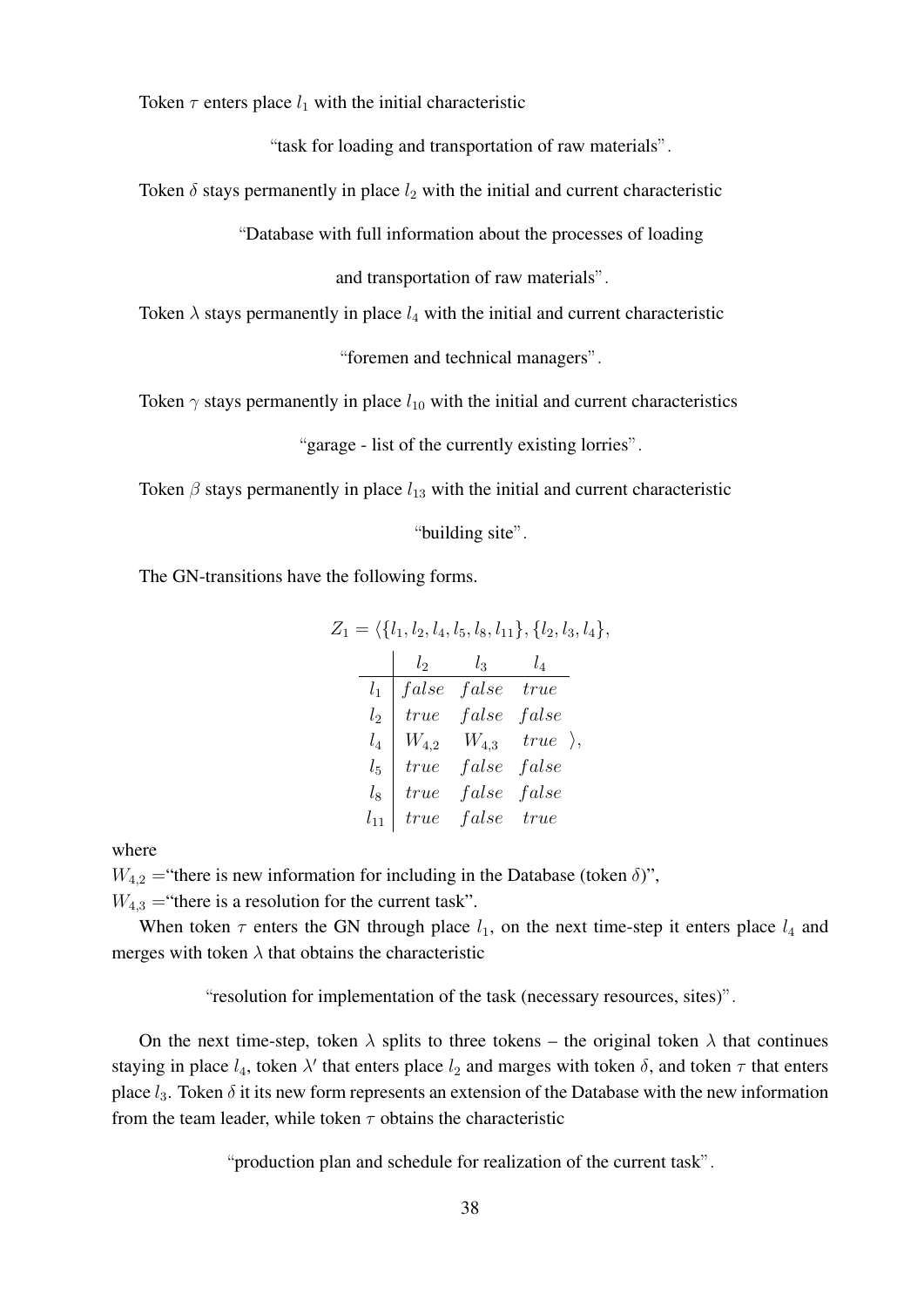Token $\tau$ enters place $l_1$ with the initial characteristic

"task for loading and transportation of raw materials".

Token $\delta$ stays permanently in place $l_2$ with the initial and current characteristic

"Database with full information about the processes of loading and transportation of raw materials".

Token $\lambda$ stays permanently in place $l_4$ with the initial and current characteristic

"foremen and technical managers".

Token $\gamma$ stays permanently in place $l_{10}$ with the initial and current characteristics

"garage - list of the currently existing lorries".

Token $\beta$ stays permanently in place $l_{13}$ with the initial and current characteristic

"building site".

The GN-transitions have the following forms.

$$Z_1 = \langle \{l_1, l_2, l_4, l_5, l_8, l_{11}\}, \{l_2, l_3, l_4\}, \begin{array}{c|ccc} & l_2 & l_3 & l_4 \\ \hline l_1 & false & false & true \\ l_2 & true & false & false \\ l_4 & W_{4,2} & W_{4,3} & true \\ l_5 & true & false & false \\ l_8 & true & false & false \\ l_{11} & true & false & true \end{array} \rangle,$$

where

$W_{4,2}$ ="there is new information for including in the Database (token $\delta$)",

$W_{4,3}$ ="there is a resolution for the current task".

When token $\tau$ enters the GN through place $l_1$, on the next time-step it enters place $l_4$ and merges with token $\lambda$ that obtains the characteristic

"resolution for implementation of the task (necessary resources, sites)".

On the next time-step, token $\lambda$ splits to three tokens – the original token $\lambda$ that continues staying in place $l_4$, token $\lambda'$ that enters place $l_2$ and marges with token $\delta$, and token $\tau$ that enters place $l_3$. Token $\delta$ it its new form represents an extension of the Database with the new information from the team leader, while token $\tau$ obtains the characteristic

"production plan and schedule for realization of the current task".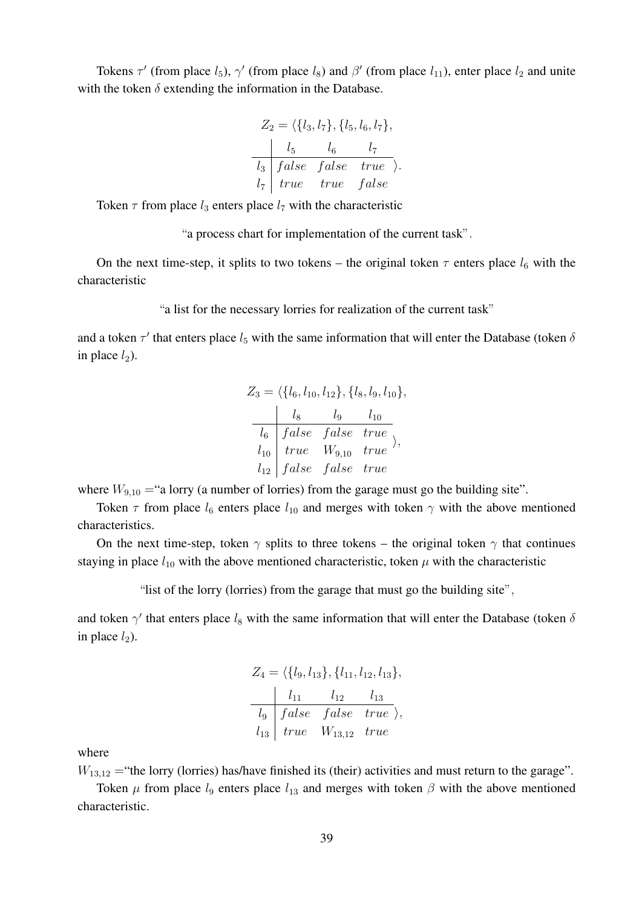Tokens $\tau'$ (from place $l_5$), $\gamma'$ (from place $l_8$) and $\beta'$ (from place $l_{11}$), enter place $l_2$ and unite with the token $\delta$ extending the information in the Database.

$$Z_2 = \langle \{l_3, l_7\}, \{l_5, l_6, l_7\}, \begin{array}{c|ccc} & l_5 & l_6 & l_7 \\ \hline l_3 & false & false & true \\ l_7 & true & true & false \end{array} \rangle.$$

Token $\tau$ from place $l_3$ enters place $l_7$ with the characteristic

"a process chart for implementation of the current task".

On the next time-step, it splits to two tokens – the original token $\tau$ enters place $l_6$ with the characteristic

"a list for the necessary lorries for realization of the current task"

and a token $\tau'$ that enters place $l_5$ with the same information that will enter the Database (token $\delta$ in place $l_2$).

$$Z_3 = \langle \{l_6, l_{10}, l_{12}\}, \{l_8, l_9, l_{10}\}, \begin{array}{c|ccc} & l_8 & l_9 & l_{10} \\ \hline l_6 & false & false & true \\ l_{10} & true & W_{9,10} & true \\ l_{12} & false & false & true \end{array} \rangle,$$

where $W_{9,10} =$"a lorry (a number of lorries) from the garage must go the building site".

Token $\tau$ from place $l_6$ enters place $l_{10}$ and merges with token $\gamma$ with the above mentioned characteristics.

On the next time-step, token $\gamma$ splits to three tokens – the original token $\gamma$ that continues staying in place $l_{10}$ with the above mentioned characteristic, token $\mu$ with the characteristic

"list of the lorry (lorries) from the garage that must go the building site",

and token $\gamma'$ that enters place $l_8$ with the same information that will enter the Database (token $\delta$ in place $l_2$).

$$Z_4 = \langle \{l_9, l_{13}\}, \{l_{11}, l_{12}, l_{13}\}, \begin{array}{c|ccc} & l_{11} & l_{12} & l_{13} \\ \hline l_9 & false & false & true \\ l_{13} & true & W_{13,12} & true \end{array} \rangle,$$

where

$W_{13,12} =$"the lorry (lorries) has/have finished its (their) activities and must return to the garage".

Token $\mu$ from place $l_9$ enters place $l_{13}$ and merges with token $\beta$ with the above mentioned characteristic.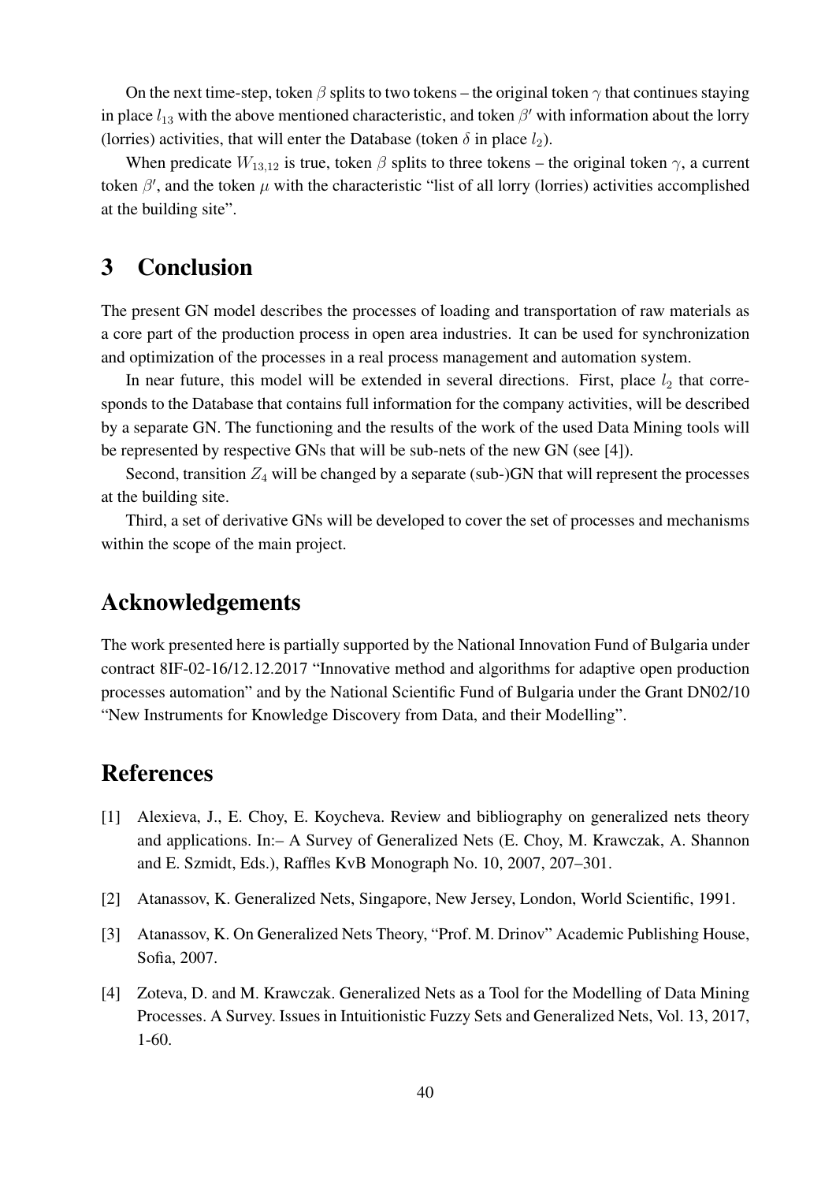On the next time-step, token $\beta$ splits to two tokens – the original token $\gamma$ that continues staying in place $l_{13}$ with the above mentioned characteristic, and token $\beta'$ with information about the lorry (lorries) activities, that will enter the Database (token $\delta$ in place $l_2$).

When predicate $W_{13,12}$ is true, token $\beta$ splits to three tokens – the original token $\gamma$, a current token $\beta'$, and the token $\mu$ with the characteristic "list of all lorry (lorries) activities accomplished at the building site".

# 3 Conclusion

The present GN model describes the processes of loading and transportation of raw materials as a core part of the production process in open area industries. It can be used for synchronization and optimization of the processes in a real process management and automation system.

In near future, this model will be extended in several directions. First, place $l_2$ that corresponds to the Database that contains full information for the company activities, will be described by a separate GN. The functioning and the results of the work of the used Data Mining tools will be represented by respective GNs that will be sub-nets of the new GN (see [4]).

Second, transition $Z_4$ will be changed by a separate (sub-)GN that will represent the processes at the building site.

Third, a set of derivative GNs will be developed to cover the set of processes and mechanisms within the scope of the main project.

# Acknowledgements

The work presented here is partially supported by the National Innovation Fund of Bulgaria under contract 8IF-02-16/12.12.2017 "Innovative method and algorithms for adaptive open production processes automation" and by the National Scientific Fund of Bulgaria under the Grant DN02/10 "New Instruments for Knowledge Discovery from Data, and their Modelling".

# References

[1] Alexieva, J., E. Choy, E. Koycheva. Review and bibliography on generalized nets theory and applications. In:– A Survey of Generalized Nets (E. Choy, M. Krawczak, A. Shannon and E. Szmidt, Eds.), Raffles KvB Monograph No. 10, 2007, 207–301.

[2] Atanassov, K. Generalized Nets, Singapore, New Jersey, London, World Scientific, 1991.

[3] Atanassov, K. On Generalized Nets Theory, "Prof. M. Drinov" Academic Publishing House, Sofia, 2007.

[4] Zoteva, D. and M. Krawczak. Generalized Nets as a Tool for the Modelling of Data Mining Processes. A Survey. Issues in Intuitionistic Fuzzy Sets and Generalized Nets, Vol. 13, 2017, 1-60.